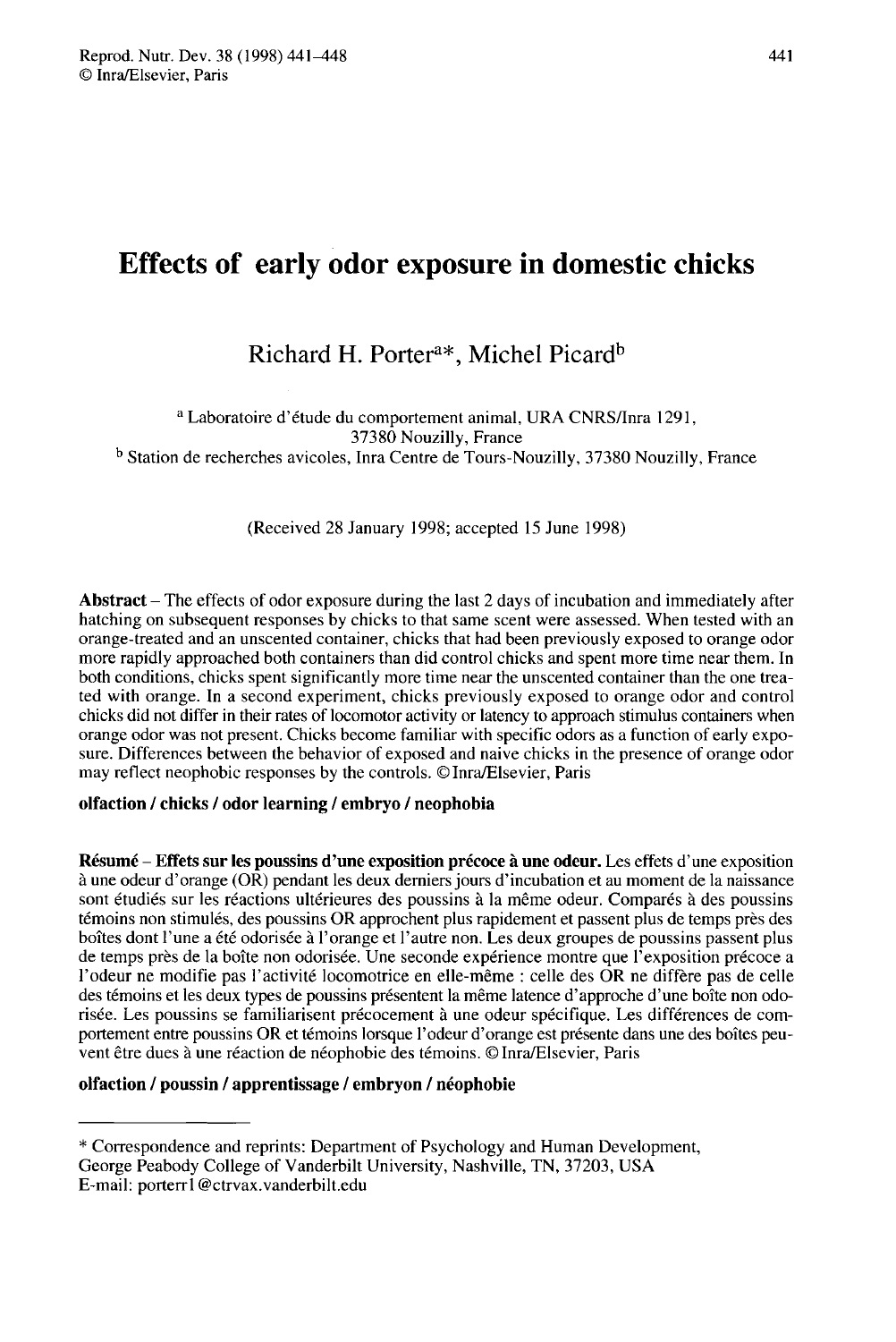# Effects of early odor exposure in domestic chicks

Richard H. Porter[a*], Michel Picard[b]

[a] Laboratoire d'étude du comportement animal, URA CNRS/Inra 1291, 37380 Nouzilly, France

[b] Station de recherches avicoles, Inra Centre de Tours-Nouzilly, 37380 Nouzilly, France

(Received 28 January 1998; accepted 15 June 1998)

**Abstract** – The effects of odor exposure during the last 2 days of incubation and immediately after hatching on subsequent responses by chicks to that same scent were assessed. When tested with an orange-treated and an unscented container, chicks that had been previously exposed to orange odor more rapidly approached both containers than did control chicks and spent more time near them. In both conditions, chicks spent significantly more time near the unscented container than the one treated with orange. In a second experiment, chicks previously exposed to orange odor and control chicks did not differ in their rates of locomotor activity or latency to approach stimulus containers when orange odor was not present. Chicks become familiar with specific odors as a function of early exposure. Differences between the behavior of exposed and naive chicks in the presence of orange odor may reflect neophobic responses by the controls. © Inra/Elsevier, Paris

**olfaction / chicks / odor learning / embryo / neophobia**

**Résumé** – **Effets sur les poussins d'une exposition précoce à une odeur.** Les effets d'une exposition à une odeur d'orange (OR) pendant les deux derniers jours d'incubation et au moment de la naissance sont étudiés sur les réactions ultérieures des poussins à la même odeur. Comparés à des poussins témoins non stimulés, des poussins OR approchent plus rapidement et passent plus de temps près des boîtes dont l'une a été odorisée à l'orange et l'autre non. Les deux groupes de poussins passent plus de temps près de la boîte non odorisée. Une seconde expérience montre que l'exposition précoce a l'odeur ne modifie pas l'activité locomotrice en elle-même : celle des OR ne diffère pas de celle des témoins et les deux types de poussins présentent la même latence d'approche d'une boîte non odorisée. Les poussins se familiarisent précocement à une odeur spécifique. Les différences de comportement entre poussins OR et témoins lorsque l'odeur d'orange est présente dans une des boîtes peuvent être dues à une réaction de néophobie des témoins. © Inra/Elsevier, Paris

**olfaction / poussin / apprentissage / embryon / néophobie**

---

\* Correspondence and reprints: Department of Psychology and Human Development, George Peabody College of Vanderbilt University, Nashville, TN, 37203, USA
E-mail: porterr1@ctrvax.vanderbilt.edu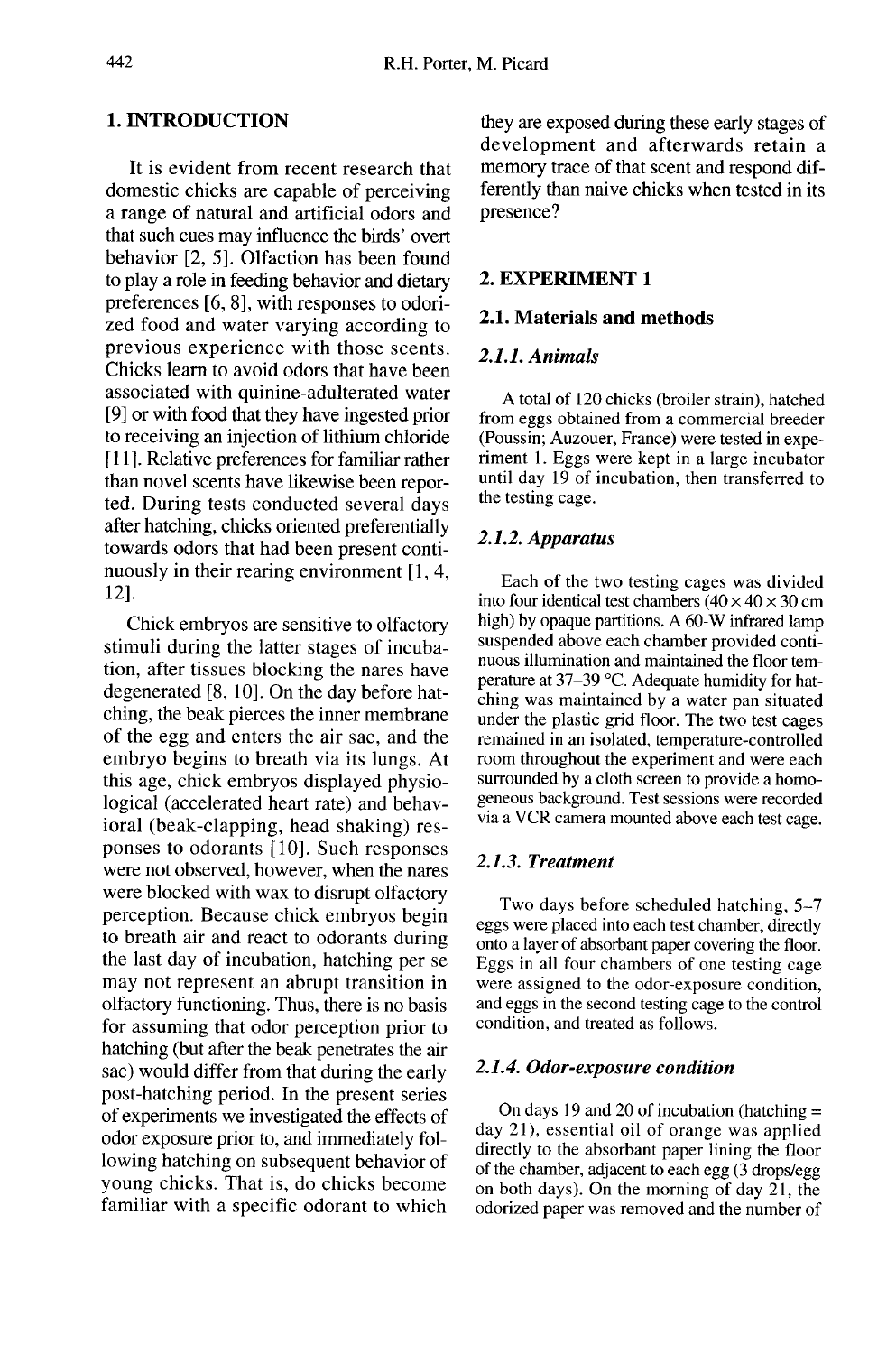## 1. INTRODUCTION

It is evident from recent research that domestic chicks are capable of perceiving a range of natural and artificial odors and that such cues may influence the birds' overt behavior [2, 5]. Olfaction has been found to play a role in feeding behavior and dietary preferences [6, 8], with responses to odorized food and water varying according to previous experience with those scents. Chicks learn to avoid odors that have been associated with quinine-adulterated water [9] or with food that they have ingested prior to receiving an injection of lithium chloride [11]. Relative preferences for familiar rather than novel scents have likewise been reported. During tests conducted several days after hatching, chicks oriented preferentially towards odors that had been present continuously in their rearing environment [1, 4, 12].

Chick embryos are sensitive to olfactory stimuli during the latter stages of incubation, after tissues blocking the nares have degenerated [8, 10]. On the day before hatching, the beak pierces the inner membrane of the egg and enters the air sac, and the embryo begins to breath via its lungs. At this age, chick embryos displayed physiological (accelerated heart rate) and behavioral (beak-clapping, head shaking) responses to odorants [10]. Such responses were not observed, however, when the nares were blocked with wax to disrupt olfactory perception. Because chick embryos begin to breath air and react to odorants during the last day of incubation, hatching per se may not represent an abrupt transition in olfactory functioning. Thus, there is no basis for assuming that odor perception prior to hatching (but after the beak penetrates the air sac) would differ from that during the early post-hatching period. In the present series of experiments we investigated the effects of odor exposure prior to, and immediately following hatching on subsequent behavior of young chicks. That is, do chicks become familiar with a specific odorant to which they are exposed during these early stages of development and afterwards retain a memory trace of that scent and respond differently than naive chicks when tested in its presence?

## 2. EXPERIMENT 1

### 2.1. Materials and methods

#### *2.1.1. Animals*

A total of 120 chicks (broiler strain), hatched from eggs obtained from a commercial breeder (Poussin; Auzouer, France) were tested in experiment 1. Eggs were kept in a large incubator until day 19 of incubation, then transferred to the testing cage.

#### *2.1.2. Apparatus*

Each of the two testing cages was divided into four identical test chambers (40 × 40 × 30 cm high) by opaque partitions. A 60-W infrared lamp suspended above each chamber provided continuous illumination and maintained the floor temperature at 37–39 °C. Adequate humidity for hatching was maintained by a water pan situated under the plastic grid floor. The two test cages remained in an isolated, temperature-controlled room throughout the experiment and were each surrounded by a cloth screen to provide a homogeneous background. Test sessions were recorded via a VCR camera mounted above each test cage.

#### *2.1.3. Treatment*

Two days before scheduled hatching, 5–7 eggs were placed into each test chamber, directly onto a layer of absorbant paper covering the floor. Eggs in all four chambers of one testing cage were assigned to the odor-exposure condition, and eggs in the second testing cage to the control condition, and treated as follows.

#### *2.1.4. Odor-exposure condition*

On days 19 and 20 of incubation (hatching = day 21), essential oil of orange was applied directly to the absorbant paper lining the floor of the chamber, adjacent to each egg (3 drops/egg on both days). On the morning of day 21, the odorized paper was removed and the number of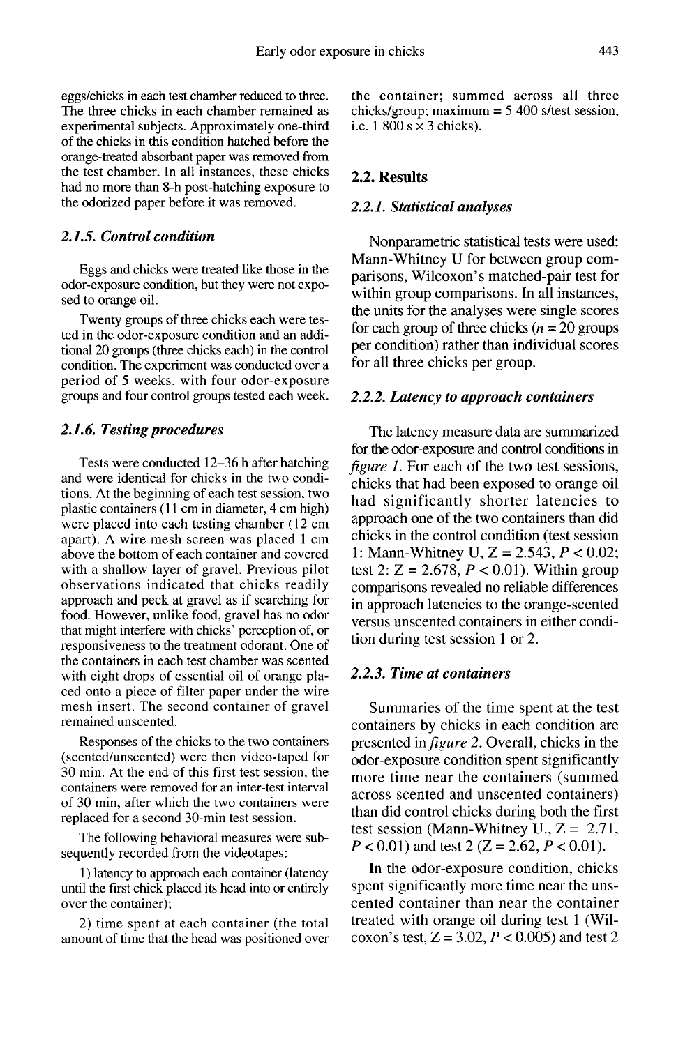eggs/chicks in each test chamber reduced to three. The three chicks in each chamber remained as experimental subjects. Approximately one-third of the chicks in this condition hatched before the orange-treated absorbant paper was removed from the test chamber. In all instances, these chicks had no more than 8-h post-hatching exposure to the odorized paper before it was removed.

### *2.1.5. Control condition*

Eggs and chicks were treated like those in the odor-exposure condition, but they were not exposed to orange oil.

Twenty groups of three chicks each were tested in the odor-exposure condition and an additional 20 groups (three chicks each) in the control condition. The experiment was conducted over a period of 5 weeks, with four odor-exposure groups and four control groups tested each week.

### *2.1.6. Testing procedures*

Tests were conducted 12–36 h after hatching and were identical for chicks in the two conditions. At the beginning of each test session, two plastic containers (11 cm in diameter, 4 cm high) were placed into each testing chamber (12 cm apart). A wire mesh screen was placed 1 cm above the bottom of each container and covered with a shallow layer of gravel. Previous pilot observations indicated that chicks readily approach and peck at gravel as if searching for food. However, unlike food, gravel has no odor that might interfere with chicks' perception of, or responsiveness to the treatment odorant. One of the containers in each test chamber was scented with eight drops of essential oil of orange placed onto a piece of filter paper under the wire mesh insert. The second container of gravel remained unscented.

Responses of the chicks to the two containers (scented/unscented) were then video-taped for 30 min. At the end of this first test session, the containers were removed for an inter-test interval of 30 min, after which the two containers were replaced for a second 30-min test session.

The following behavioral measures were subsequently recorded from the videotapes:

1) latency to approach each container (latency until the first chick placed its head into or entirely over the container);

2) time spent at each container (the total amount of time that the head was positioned over the container; summed across all three chicks/group; maximum = 5 400 s/test session, i.e. 1 800 s × 3 chicks).

## 2.2. Results

### *2.2.1. Statistical analyses*

Nonparametric statistical tests were used: Mann-Whitney U for between group comparisons, Wilcoxon's matched-pair test for within group comparisons. In all instances, the units for the analyses were single scores for each group of three chicks ($n = 20$ groups per condition) rather than individual scores for all three chicks per group.

### *2.2.2. Latency to approach containers*

The latency measure data are summarized for the odor-exposure and control conditions in *figure 1*. For each of the two test sessions, chicks that had been exposed to orange oil had significantly shorter latencies to approach one of the two containers than did chicks in the control condition (test session 1: Mann-Whitney U, $Z = 2.543$, $P < 0.02$; test 2: $Z = 2.678$, $P < 0.01$). Within group comparisons revealed no reliable differences in approach latencies to the orange-scented versus unscented containers in either condition during test session 1 or 2.

### *2.2.3. Time at containers*

Summaries of the time spent at the test containers by chicks in each condition are presented in *figure 2*. Overall, chicks in the odor-exposure condition spent significantly more time near the containers (summed across scented and unscented containers) than did control chicks during both the first test session (Mann-Whitney U., $Z = 2.71$, $P < 0.01$) and test 2 ($Z = 2.62$, $P < 0.01$).

In the odor-exposure condition, chicks spent significantly more time near the unscented container than near the container treated with orange oil during test 1 (Wilcoxon's test, $Z = 3.02$, $P < 0.005$) and test 2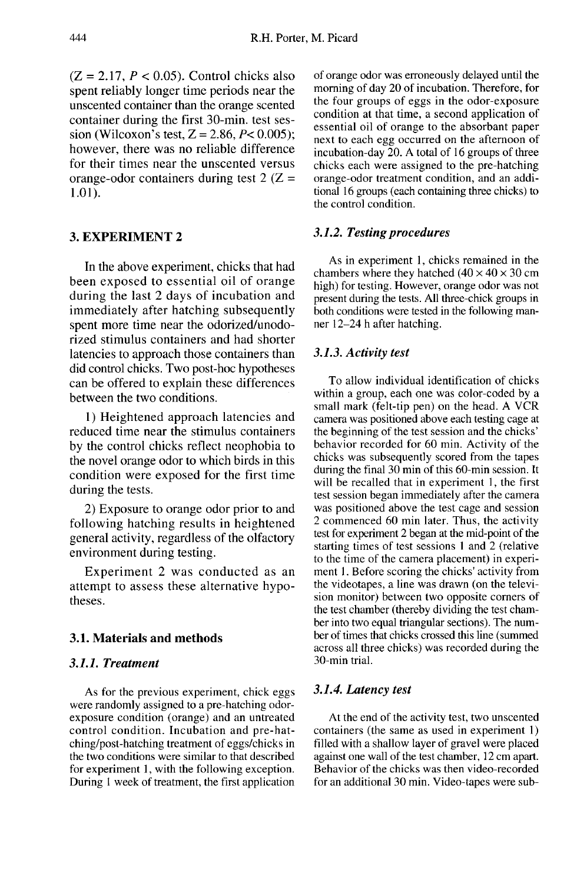($Z = 2.17$, $P < 0.05$). Control chicks also spent reliably longer time periods near the unscented container than the orange scented container during the first 30-min. test session (Wilcoxon's test, $Z = 2.86$, $P < 0.005$); however, there was no reliable difference for their times near the unscented versus orange-odor containers during test 2 ($Z = 1.01$).

## 3. EXPERIMENT 2

In the above experiment, chicks that had been exposed to essential oil of orange during the last 2 days of incubation and immediately after hatching subsequently spent more time near the odorized/unodorized stimulus containers and had shorter latencies to approach those containers than did control chicks. Two post-hoc hypotheses can be offered to explain these differences between the two conditions.

1) Heightened approach latencies and reduced time near the stimulus containers by the control chicks reflect neophobia to the novel orange odor to which birds in this condition were exposed for the first time during the tests.

2) Exposure to orange odor prior to and following hatching results in heightened general activity, regardless of the olfactory environment during testing.

Experiment 2 was conducted as an attempt to assess these alternative hypotheses.

### 3.1. Materials and methods

#### *3.1.1. Treatment*

As for the previous experiment, chick eggs were randomly assigned to a pre-hatching odor-exposure condition (orange) and an untreated control condition. Incubation and pre-hatching/post-hatching treatment of eggs/chicks in the two conditions were similar to that described for experiment 1, with the following exception. During 1 week of treatment, the first application of orange odor was erroneously delayed until the morning of day 20 of incubation. Therefore, for the four groups of eggs in the odor-exposure condition at that time, a second application of essential oil of orange to the absorbant paper next to each egg occurred on the afternoon of incubation-day 20. A total of 16 groups of three chicks each were assigned to the pre-hatching orange-odor treatment condition, and an additional 16 groups (each containing three chicks) to the control condition.

#### *3.1.2. Testing procedures*

As in experiment 1, chicks remained in the chambers where they hatched ($40 \times 40 \times 30$ cm high) for testing. However, orange odor was not present during the tests. All three-chick groups in both conditions were tested in the following manner 12–24 h after hatching.

#### *3.1.3. Activity test*

To allow individual identification of chicks within a group, each one was color-coded by a small mark (felt-tip pen) on the head. A VCR camera was positioned above each testing cage at the beginning of the test session and the chicks' behavior recorded for 60 min. Activity of the chicks was subsequently scored from the tapes during the final 30 min of this 60-min session. It will be recalled that in experiment 1, the first test session began immediately after the camera was positioned above the test cage and session 2 commenced 60 min later. Thus, the activity test for experiment 2 began at the mid-point of the starting times of test sessions 1 and 2 (relative to the time of the camera placement) in experiment 1. Before scoring the chicks' activity from the videotapes, a line was drawn (on the television monitor) between two opposite corners of the test chamber (thereby dividing the test chamber into two equal triangular sections). The number of times that chicks crossed this line (summed across all three chicks) was recorded during the 30-min trial.

#### *3.1.4. Latency test*

At the end of the activity test, two unscented containers (the same as used in experiment 1) filled with a shallow layer of gravel were placed against one wall of the test chamber, 12 cm apart. Behavior of the chicks was then video-recorded for an additional 30 min. Video-tapes were sub-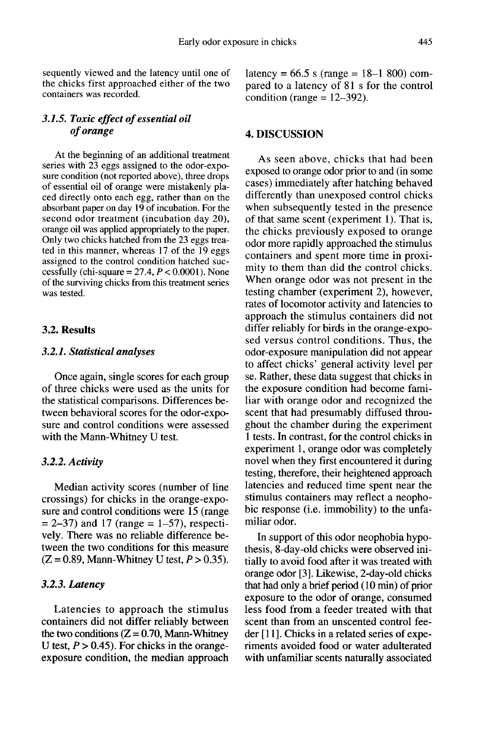sequently viewed and the latency until one of the chicks first approached either of the two containers was recorded.

#### *3.1.5. Toxic effect of essential oil of orange*

At the beginning of an additional treatment series with 23 eggs assigned to the odor-exposure condition (not reported above), three drops of essential oil of orange were mistakenly placed directly onto each egg, rather than on the absorbant paper on day 19 of incubation. For the second odor treatment (incubation day 20), orange oil was applied appropriately to the paper. Only two chicks hatched from the 23 eggs treated in this manner, whereas 17 of the 19 eggs assigned to the control condition hatched successfully (chi-square = 27.4, $P < 0.0001$). None of the surviving chicks from this treatment series was tested.

### 3.2. Results

#### *3.2.1. Statistical analyses*

Once again, single scores for each group of three chicks were used as the units for the statistical comparisons. Differences between behavioral scores for the odor-exposure and control conditions were assessed with the Mann-Whitney U test.

#### *3.2.2. Activity*

Median activity scores (number of line crossings) for chicks in the orange-exposure and control conditions were 15 (range = 2–37) and 17 (range = 1–57), respectively. There was no reliable difference between the two conditions for this measure ($Z = 0.89$, Mann-Whitney U test, $P > 0.35$).

#### *3.2.3. Latency*

Latencies to approach the stimulus containers did not differ reliably between the two conditions ($Z = 0.70$, Mann-Whitney U test, $P > 0.45$). For chicks in the orange-exposure condition, the median approach latency = 66.5 s (range = 18–1 800) compared to a latency of 81 s for the control condition (range = 12–392).

## 4. DISCUSSION

As seen above, chicks that had been exposed to orange odor prior to and (in some cases) immediately after hatching behaved differently than unexposed control chicks when subsequently tested in the presence of that same scent (experiment 1). That is, the chicks previously exposed to orange odor more rapidly approached the stimulus containers and spent more time in proximity to them than did the control chicks. When orange odor was not present in the testing chamber (experiment 2), however, rates of locomotor activity and latencies to approach the stimulus containers did not differ reliably for birds in the orange-exposed versus control conditions. Thus, the odor-exposure manipulation did not appear to affect chicks' general activity level per se. Rather, these data suggest that chicks in the exposure condition had become familiar with orange odor and recognized the scent that had presumably diffused throughout the chamber during the experiment 1 tests. In contrast, for the control chicks in experiment 1, orange odor was completely novel when they first encountered it during testing, therefore, their heightened approach latencies and reduced time spent near the stimulus containers may reflect a neophobic response (i.e. immobility) to the unfamiliar odor.

In support of this odor neophobia hypothesis, 8-day-old chicks were observed initially to avoid food after it was treated with orange odor [3]. Likewise, 2-day-old chicks that had only a brief period (10 min) of prior exposure to the odor of orange, consumed less food from a feeder treated with that scent than from an unscented control feeder [11]. Chicks in a related series of experiments avoided food or water adulterated with unfamiliar scents naturally associated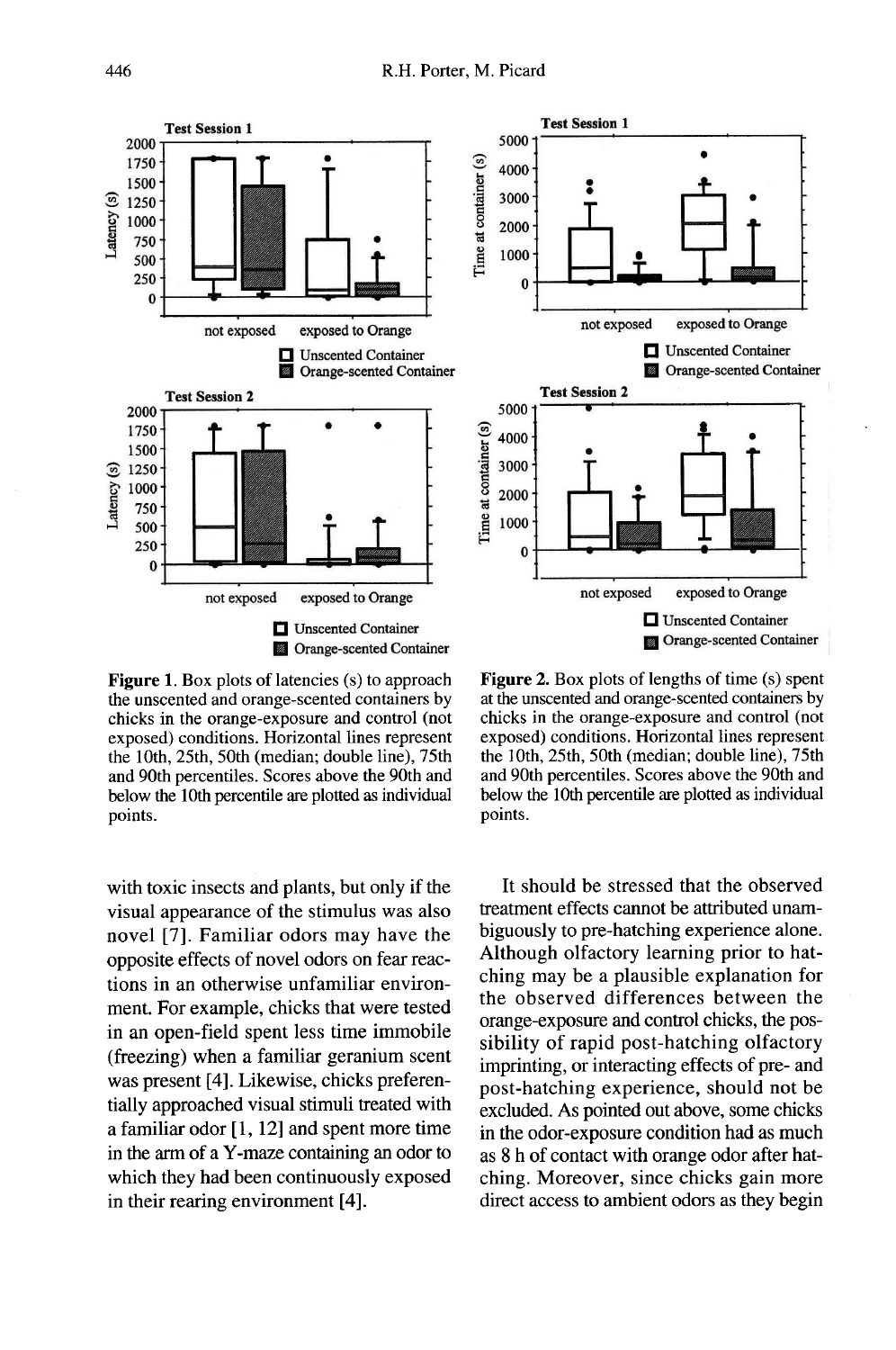Figure 1. Box plots of latencies (s) to approach the unscented and orange-scented containers by chicks in the orange-exposure and control (not exposed) conditions. Horizontal lines represent the 10th, 25th, 50th (median; double line), 75th and 90th percentiles. Scores above the 90th and below the 10th percentile are plotted as individual points.

Figure 2. Box plots of lengths of time (s) spent at the unscented and orange-scented containers by chicks in the orange-exposure and control (not exposed) conditions. Horizontal lines represent the 10th, 25th, 50th (median; double line), 75th and 90th percentiles. Scores above the 90th and below the 10th percentile are plotted as individual points.

with toxic insects and plants, but only if the visual appearance of the stimulus was also novel [7]. Familiar odors may have the opposite effects of novel odors on fear reactions in an otherwise unfamiliar environment. For example, chicks that were tested in an open-field spent less time immobile (freezing) when a familiar geranium scent was present [4]. Likewise, chicks preferentially approached visual stimuli treated with a familiar odor [1, 12] and spent more time in the arm of a Y-maze containing an odor to which they had been continuously exposed in their rearing environment [4].

It should be stressed that the observed treatment effects cannot be attributed unambiguously to pre-hatching experience alone. Although olfactory learning prior to hatching may be a plausible explanation for the observed differences between the orange-exposure and control chicks, the possibility of rapid post-hatching olfactory imprinting, or interacting effects of pre- and post-hatching experience, should not be excluded. As pointed out above, some chicks in the odor-exposure condition had as much as 8 h of contact with orange odor after hatching. Moreover, since chicks gain more direct access to ambient odors as they begin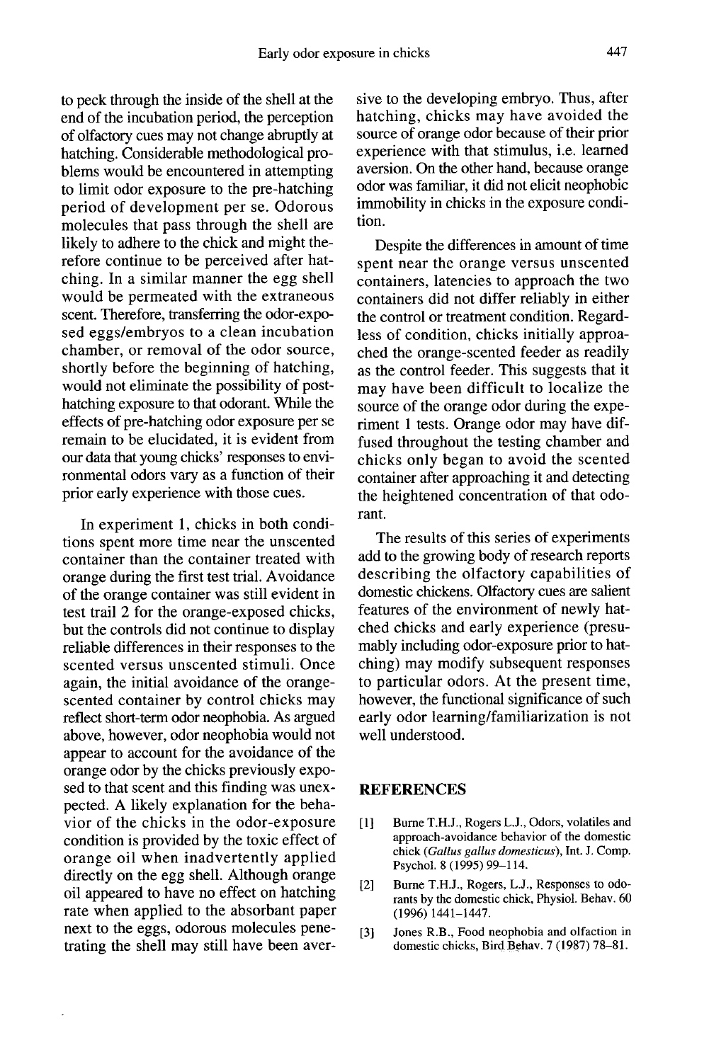to peck through the inside of the shell at the end of the incubation period, the perception of olfactory cues may not change abruptly at hatching. Considerable methodological problems would be encountered in attempting to limit odor exposure to the pre-hatching period of development per se. Odorous molecules that pass through the shell are likely to adhere to the chick and might therefore continue to be perceived after hatching. In a similar manner the egg shell would be permeated with the extraneous scent. Therefore, transferring the odor-exposed eggs/embryos to a clean incubation chamber, or removal of the odor source, shortly before the beginning of hatching, would not eliminate the possibility of post-hatching exposure to that odorant. While the effects of pre-hatching odor exposure per se remain to be elucidated, it is evident from our data that young chicks' responses to environmental odors vary as a function of their prior early experience with those cues.

In experiment 1, chicks in both conditions spent more time near the unscented container than the container treated with orange during the first test trial. Avoidance of the orange container was still evident in test trail 2 for the orange-exposed chicks, but the controls did not continue to display reliable differences in their responses to the scented versus unscented stimuli. Once again, the initial avoidance of the orange-scented container by control chicks may reflect short-term odor neophobia. As argued above, however, odor neophobia would not appear to account for the avoidance of the orange odor by the chicks previously exposed to that scent and this finding was unexpected. A likely explanation for the behavior of the chicks in the odor-exposure condition is provided by the toxic effect of orange oil when inadvertently applied directly on the egg shell. Although orange oil appeared to have no effect on hatching rate when applied to the absorbant paper next to the eggs, odorous molecules penetrating the shell may still have been aversive to the developing embryo. Thus, after hatching, chicks may have avoided the source of orange odor because of their prior experience with that stimulus, i.e. learned aversion. On the other hand, because orange odor was familiar, it did not elicit neophobic immobility in chicks in the exposure condition.

Despite the differences in amount of time spent near the orange versus unscented containers, latencies to approach the two containers did not differ reliably in either the control or treatment condition. Regardless of condition, chicks initially approached the orange-scented feeder as readily as the control feeder. This suggests that it may have been difficult to localize the source of the orange odor during the experiment 1 tests. Orange odor may have diffused throughout the testing chamber and chicks only began to avoid the scented container after approaching it and detecting the heightened concentration of that odorant.

The results of this series of experiments add to the growing body of research reports describing the olfactory capabilities of domestic chickens. Olfactory cues are salient features of the environment of newly hatched chicks and early experience (presumably including odor-exposure prior to hatching) may modify subsequent responses to particular odors. At the present time, however, the functional significance of such early odor learning/familiarization is not well understood.

## REFERENCES

[1] Burne T.H.J., Rogers L.J., Odors, volatiles and approach-avoidance behavior of the domestic chick (*Gallus gallus domesticus*), Int. J. Comp. Psychol. 8 (1995) 99–114.

[2] Burne T.H.J., Rogers, L.J., Responses to odorants by the domestic chick, Physiol. Behav. 60 (1996) 1441–1447.

[3] Jones R.B., Food neophobia and olfaction in domestic chicks, Bird Behav. 7 (1987) 78–81.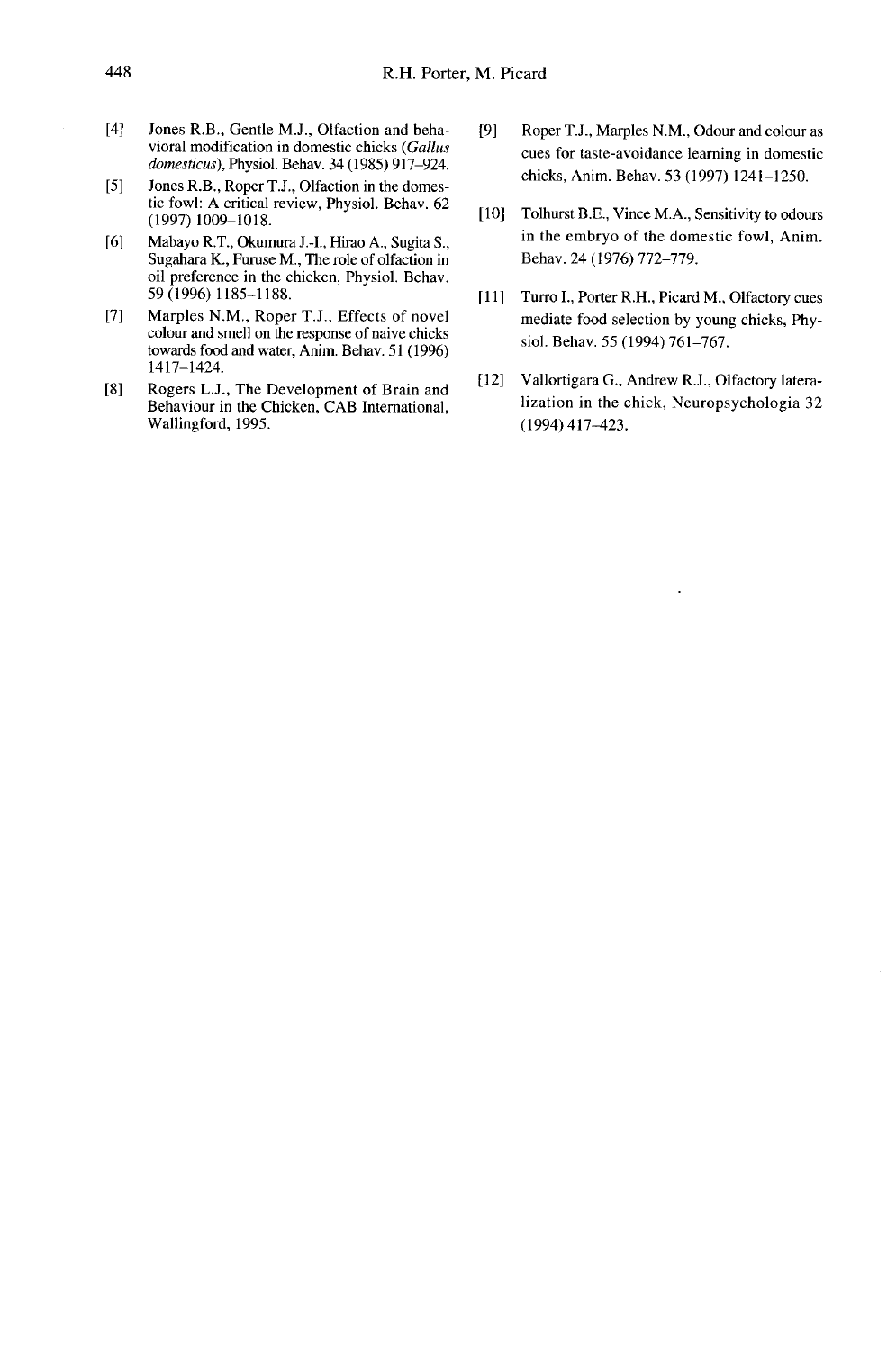[4] Jones R.B., Gentle M.J., Olfaction and behavioral modification in domestic chicks (*Gallus domesticus*), Physiol. Behav. 34 (1985) 917–924.

[5] Jones R.B., Roper T.J., Olfaction in the domestic fowl: A critical review, Physiol. Behav. 62 (1997) 1009–1018.

[6] Mabayo R.T., Okumura J.-I., Hirao A., Sugita S., Sugahara K., Furuse M., The role of olfaction in oil preference in the chicken, Physiol. Behav. 59 (1996) 1185–1188.

[7] Marples N.M., Roper T.J., Effects of novel colour and smell on the response of naive chicks towards food and water, Anim. Behav. 51 (1996) 1417–1424.

[8] Rogers L.J., The Development of Brain and Behaviour in the Chicken, CAB International, Wallingford, 1995.

[9] Roper T.J., Marples N.M., Odour and colour as cues for taste-avoidance learning in domestic chicks, Anim. Behav. 53 (1997) 1241–1250.

[10] Tolhurst B.E., Vince M.A., Sensitivity to odours in the embryo of the domestic fowl, Anim. Behav. 24 (1976) 772–779.

[11] Turro I., Porter R.H., Picard M., Olfactory cues mediate food selection by young chicks, Physiol. Behav. 55 (1994) 761–767.

[12] Vallortigara G., Andrew R.J., Olfactory lateralization in the chick, Neuropsychologia 32 (1994) 417–423.